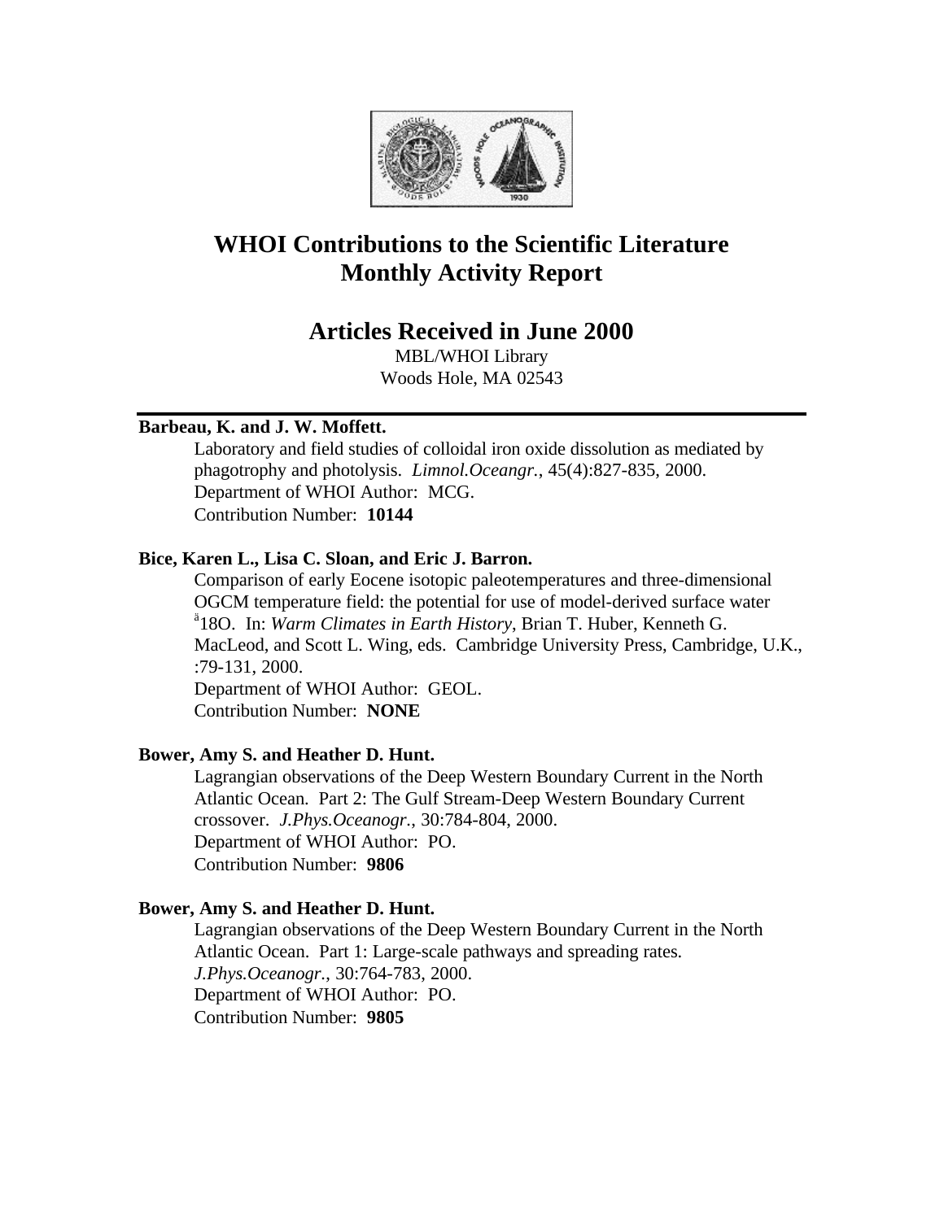# WHOI Contributions to the Scientific Literature
# Monthly Activity Report

## Articles Received in June 2000

MBL/WHOI Library
Woods Hole, MA 02543

---

**Barbeau, K. and J. W. Moffett.**

Laboratory and field studies of colloidal iron oxide dissolution as mediated by phagotrophy and photolysis. *Limnol.Oceangr.*, 45(4):827-835, 2000.
Department of WHOI Author: MCG.
Contribution Number: **10144**

**Bice, Karen L., Lisa C. Sloan, and Eric J. Barron.**

Comparison of early Eocene isotopic paleotemperatures and three-dimensional OGCM temperature field: the potential for use of model-derived surface water $\delta^{18}O$. In: *Warm Climates in Earth History*, Brian T. Huber, Kenneth G. MacLeod, and Scott L. Wing, eds. Cambridge University Press, Cambridge, U.K., :79-131, 2000.
Department of WHOI Author: GEOL.
Contribution Number: **NONE**

**Bower, Amy S. and Heather D. Hunt.**

Lagrangian observations of the Deep Western Boundary Current in the North Atlantic Ocean. Part 2: The Gulf Stream-Deep Western Boundary Current crossover. *J.Phys.Oceanogr.*, 30:784-804, 2000.
Department of WHOI Author: PO.
Contribution Number: **9806**

**Bower, Amy S. and Heather D. Hunt.**

Lagrangian observations of the Deep Western Boundary Current in the North Atlantic Ocean. Part 1: Large-scale pathways and spreading rates. *J.Phys.Oceanogr.*, 30:764-783, 2000.
Department of WHOI Author: PO.
Contribution Number: **9805**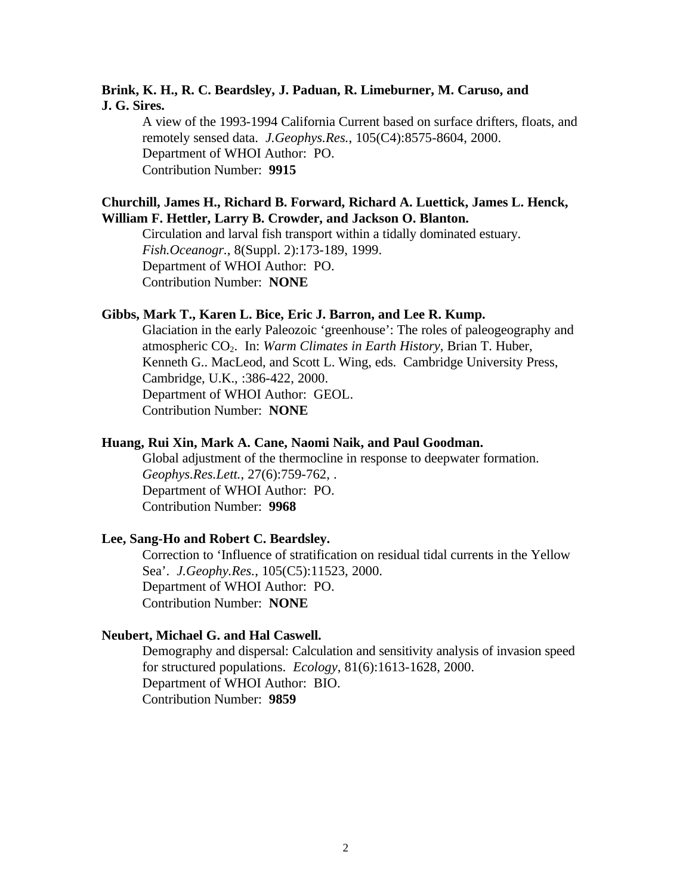**Brink, K. H., R. C. Beardsley, J. Paduan, R. Limeburner, M. Caruso, and J. G. Sires.**

A view of the 1993-1994 California Current based on surface drifters, floats, and remotely sensed data. *J.Geophys.Res.*, 105(C4):8575-8604, 2000.
Department of WHOI Author: PO.
Contribution Number: **9915**

**Churchill, James H., Richard B. Forward, Richard A. Luettick, James L. Henck, William F. Hettler, Larry B. Crowder, and Jackson O. Blanton.**

Circulation and larval fish transport within a tidally dominated estuary. *Fish.Oceanogr.*, 8(Suppl. 2):173-189, 1999.
Department of WHOI Author: PO.
Contribution Number: **NONE**

**Gibbs, Mark T., Karen L. Bice, Eric J. Barron, and Lee R. Kump.**

Glaciation in the early Paleozoic 'greenhouse': The roles of paleogeography and atmospheric $CO_2$. In: *Warm Climates in Earth History*, Brian T. Huber, Kenneth G.. MacLeod, and Scott L. Wing, eds. Cambridge University Press, Cambridge, U.K., :386-422, 2000.
Department of WHOI Author: GEOL.
Contribution Number: **NONE**

**Huang, Rui Xin, Mark A. Cane, Naomi Naik, and Paul Goodman.**

Global adjustment of the thermocline in response to deepwater formation. *Geophys.Res.Lett.*, 27(6):759-762, .
Department of WHOI Author: PO.
Contribution Number: **9968**

**Lee, Sang-Ho and Robert C. Beardsley.**

Correction to 'Influence of stratification on residual tidal currents in the Yellow Sea'. *J.Geophy.Res.*, 105(C5):11523, 2000.
Department of WHOI Author: PO.
Contribution Number: **NONE**

**Neubert, Michael G. and Hal Caswell.**

Demography and dispersal: Calculation and sensitivity analysis of invasion speed for structured populations. *Ecology*, 81(6):1613-1628, 2000.
Department of WHOI Author: BIO.
Contribution Number: **9859**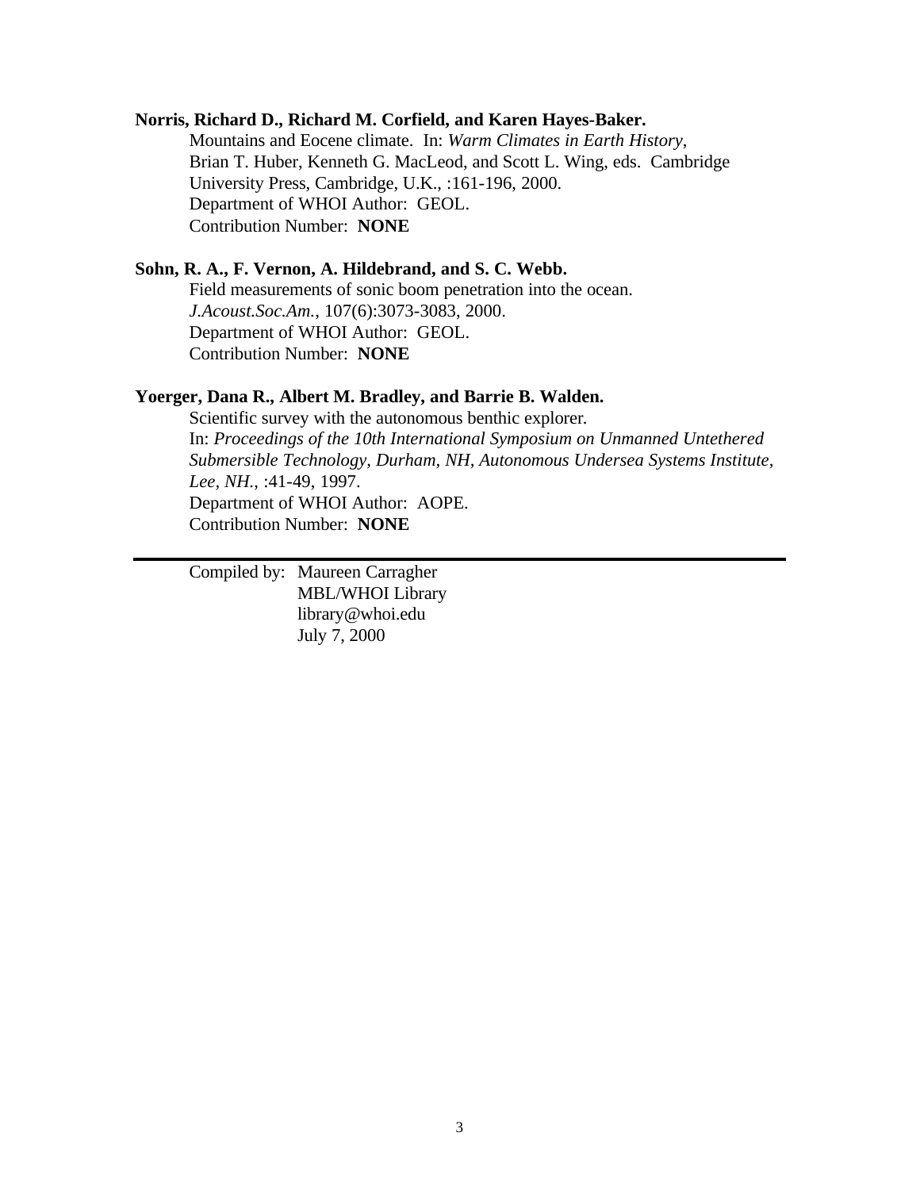**Norris, Richard D., Richard M. Corfield, and Karen Hayes-Baker.**
Mountains and Eocene climate. In: *Warm Climates in Earth History*, Brian T. Huber, Kenneth G. MacLeod, and Scott L. Wing, eds. Cambridge University Press, Cambridge, U.K., :161-196, 2000.
Department of WHOI Author: GEOL.
Contribution Number: **NONE**

**Sohn, R. A., F. Vernon, A. Hildebrand, and S. C. Webb.**
Field measurements of sonic boom penetration into the ocean.
*J.Acoust.Soc.Am.*, 107(6):3073-3083, 2000.
Department of WHOI Author: GEOL.
Contribution Number: **NONE**

**Yoerger, Dana R., Albert M. Bradley, and Barrie B. Walden.**
Scientific survey with the autonomous benthic explorer.
In: *Proceedings of the 10th International Symposium on Unmanned Untethered Submersible Technology, Durham, NH, Autonomous Undersea Systems Institute, Lee, NH.*, :41-49, 1997.
Department of WHOI Author: AOPE.
Contribution Number: **NONE**

---

Compiled by: Maureen Carragher
MBL/WHOI Library
library@whoi.edu
July 7, 2000